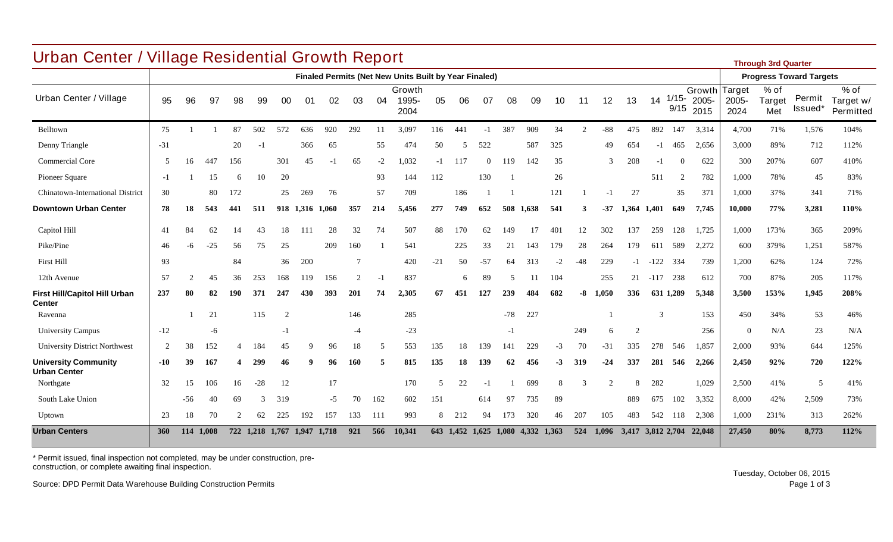# Urban Center / Village Residential Growth Report

**Through 3rd Quarter**

| Urban Center / Village | Finaled Permits (Net New Units Built by Year Finaled) | | | | | | | | | | | | | | | | | | | | | | Progress Toward Targets | | | |
|---|---|---|---|---|---|---|---|---|---|---|---|---|---|---|---|---|---|---|---|---|---|---|---|---|---|---|
| | 95 | 96 | 97 | 98 | 99 | 00 | 01 | 02 | 03 | 04 | Growth 1995-2004 | 05 | 06 | 07 | 08 | 09 | 10 | 11 | 12 | 13 | 14 | 1/15-9/15 | Growth 2005-2015 | Target 2005-2024 | % of Target Met | Permit Issued* | % of Target w/ Permitted |
| Belltown | 75 | 1 | 1 | 87 | 502 | 572 | 636 | 920 | 292 | 11 | 3,097 | 116 | 441 | -1 | 387 | 909 | 34 | 2 | -88 | 475 | 892 | 147 | 3,314 | 4,700 | 71% | 1,576 | 104% |
| Denny Triangle | -31 | | | 20 | -1 | | 366 | 65 | | 55 | 474 | 50 | 5 | 522 | | 587 | 325 | | 49 | 654 | -1 | 465 | 2,656 | 3,000 | 89% | 712 | 112% |
| Commercial Core | 5 | 16 | 447 | 156 | | 301 | 45 | -1 | 65 | -2 | 1,032 | -1 | 117 | 0 | 119 | 142 | 35 | | 3 | 208 | -1 | 0 | 622 | 300 | 207% | 607 | 410% |
| Pioneer Square | -1 | 1 | 15 | 6 | 10 | 20 | | | | 93 | 144 | 112 | | 130 | 1 | | 26 | | | | 511 | 2 | 782 | 1,000 | 78% | 45 | 83% |
| Chinatown-International District | 30 | | 80 | 172 | | 25 | 269 | 76 | | 57 | 709 | | 186 | 1 | 1 | | 121 | 1 | -1 | 27 | | 35 | 371 | 1,000 | 37% | 341 | 71% |
| **Downtown Urban Center** | **78** | **18** | **543** | **441** | **511** | **918** | **1,316** | **1,060** | **357** | **214** | **5,456** | **277** | **749** | **652** | **508** | **1,638** | **541** | **3** | **-37** | **1,364** | **1,401** | **649** | **7,745** | **10,000** | **77%** | **3,281** | **110%** |
| Capitol Hill | 41 | 84 | 62 | 14 | 43 | 18 | 111 | 28 | 32 | 74 | 507 | 88 | 170 | 62 | 149 | 17 | 401 | 12 | 302 | 137 | 259 | 128 | 1,725 | 1,000 | 173% | 365 | 209% |
| Pike/Pine | 46 | -6 | -25 | 56 | 75 | 25 | | 209 | 160 | 1 | 541 | | 225 | 33 | 21 | 143 | 179 | 28 | 264 | 179 | 611 | 589 | 2,272 | 600 | 379% | 1,251 | 587% |
| First Hill | 93 | | | 84 | | 36 | 200 | | 7 | | 420 | -21 | 50 | -57 | 64 | 313 | -2 | -48 | 229 | -1 | -122 | 334 | 739 | 1,200 | 62% | 124 | 72% |
| 12th Avenue | 57 | 2 | 45 | 36 | 253 | 168 | 119 | 156 | 2 | -1 | 837 | | 6 | 89 | 5 | 11 | 104 | | 255 | 21 | -117 | 238 | 612 | 700 | 87% | 205 | 117% |
| **First Hill/Capitol Hill Urban Center** | **237** | **80** | **82** | **190** | **371** | **247** | **430** | **393** | **201** | **74** | **2,305** | **67** | **451** | **127** | **239** | **484** | **682** | **-8** | **1,050** | **336** | **631** | **1,289** | **5,348** | **3,500** | **153%** | **1,945** | **208%** |
| Ravenna | | 1 | 21 | | 115 | 2 | | | 146 | | 285 | | | | -78 | 227 | | | 1 | | 3 | | 153 | 450 | 34% | 53 | 46% |
| University Campus | -12 | | -6 | | | -1 | | | -4 | | -23 | | | | -1 | | | 249 | 6 | 2 | | | 256 | 0 | N/A | 23 | N/A |
| University District Northwest | 2 | 38 | 152 | 4 | 184 | 45 | 9 | 96 | 18 | 5 | 553 | 135 | 18 | 139 | 141 | 229 | -3 | 70 | -31 | 335 | 278 | 546 | 1,857 | 2,000 | 93% | 644 | 125% |
| **University Community Urban Center** | **-10** | **39** | **167** | **4** | **299** | **46** | **9** | **96** | **160** | **5** | **815** | **135** | **18** | **139** | **62** | **456** | **-3** | **319** | **-24** | **337** | **281** | **546** | **2,266** | **2,450** | **92%** | **720** | **122%** |
| Northgate | 32 | 15 | 106 | 16 | -28 | 12 | | 17 | | | 170 | 5 | 22 | -1 | 1 | 699 | 8 | 3 | 2 | 8 | 282 | | 1,029 | 2,500 | 41% | 5 | 41% |
| South Lake Union | | -56 | 40 | 69 | 3 | 319 | | -5 | 70 | 162 | 602 | 151 | | 614 | 97 | 735 | 89 | | | 889 | 675 | 102 | 3,352 | 8,000 | 42% | 2,509 | 73% |
| Uptown | 23 | 18 | 70 | 2 | 62 | 225 | 192 | 157 | 133 | 111 | 993 | 8 | 212 | 94 | 173 | 320 | 46 | 207 | 105 | 483 | 542 | 118 | 2,308 | 1,000 | 231% | 313 | 262% |
| **Urban Centers** | **360** | **114** | **1,008** | **722** | **1,218** | **1,767** | **1,947** | **1,718** | **921** | **566** | **10,341** | **643** | **1,452** | **1,625** | **1,080** | **4,332** | **1,363** | **524** | **1,096** | **3,417** | **3,812** | **2,704** | **22,048** | **27,450** | **80%** | **8,773** | **112%** |

* Permit issued, final inspection not completed, may be under construction, pre-construction, or complete awaiting final inspection.

Source: DPD Permit Data Warehouse Building Construction Permits

Tuesday, October 06, 2015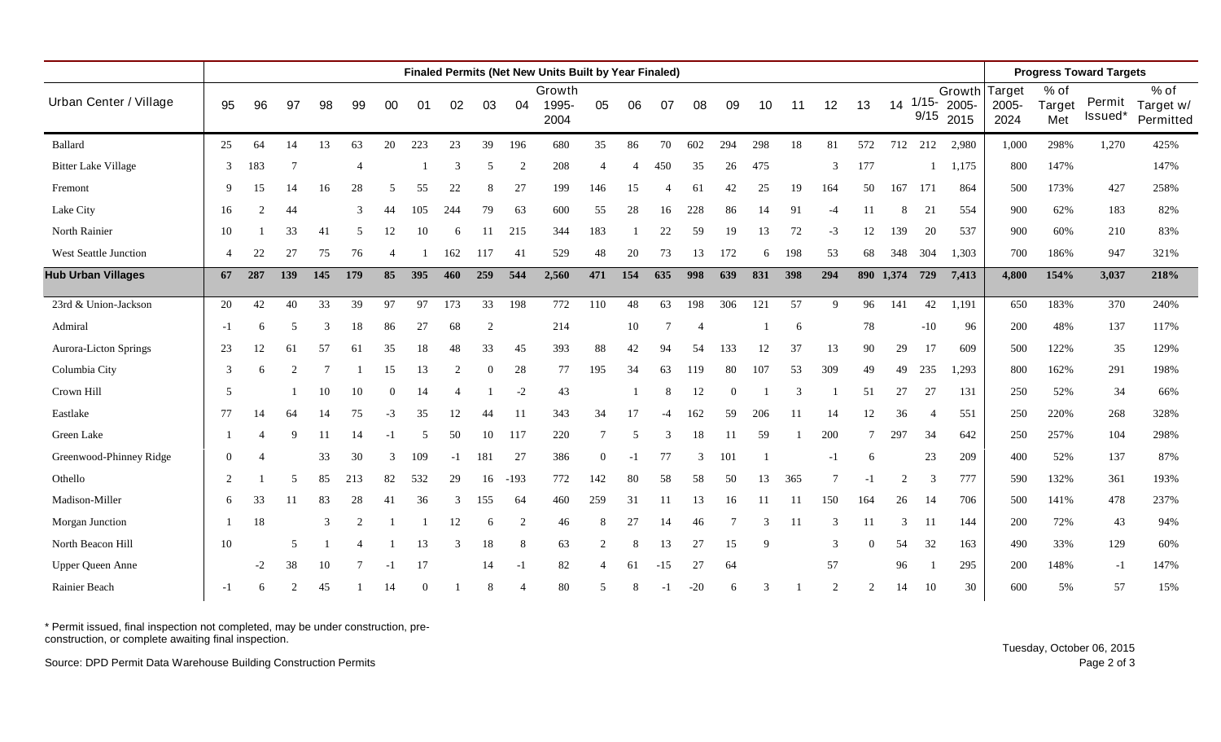| Urban Center / Village | Finaled Permits (Net New Units Built by Year Finaled) | | | | | | | | | | | | | | | | | | | | | | Progress Toward Targets | | | |
|---|---|---|---|---|---|---|---|---|---|---|---|---|---|---|---|---|---|---|---|---|---|---|---|---|---|---|
| | 95 | 96 | 97 | 98 | 99 | 00 | 01 | 02 | 03 | 04 | Growth 1995-2004 | 05 | 06 | 07 | 08 | 09 | 10 | 11 | 12 | 13 | 14 | 1/15-9/15 | Growth 2005-2015 | Target 2005-2024 | % of Target Met | Permit Issued* | % of Target w/ Permitted |
| Ballard | 25 | 64 | 14 | 13 | 63 | 20 | 223 | 23 | 39 | 196 | 680 | 35 | 86 | 70 | 602 | 294 | 298 | 18 | 81 | 572 | 712 | 212 | 2,980 | 1,000 | 298% | 1,270 | 425% |
| Bitter Lake Village | 3 | 183 | 7 | | 4 | | 1 | 3 | 5 | 2 | 208 | 4 | 4 | 450 | 35 | 26 | 475 | | 3 | 177 | | 1 | 1,175 | 800 | 147% | | 147% |
| Fremont | 9 | 15 | 14 | 16 | 28 | 5 | 55 | 22 | 8 | 27 | 199 | 146 | 15 | 4 | 61 | 42 | 25 | 19 | 164 | 50 | 167 | 171 | 864 | 500 | 173% | 427 | 258% |
| Lake City | 16 | 2 | 44 | | 3 | 44 | 105 | 244 | 79 | 63 | 600 | 55 | 28 | 16 | 228 | 86 | 14 | 91 | -4 | 11 | 8 | 21 | 554 | 900 | 62% | 183 | 82% |
| North Rainier | 10 | 1 | 33 | 41 | 5 | 12 | 10 | 6 | 11 | 215 | 344 | 183 | 1 | 22 | 59 | 19 | 13 | 72 | -3 | 12 | 139 | 20 | 537 | 900 | 60% | 210 | 83% |
| West Seattle Junction | 4 | 22 | 27 | 75 | 76 | 4 | 1 | 162 | 117 | 41 | 529 | 48 | 20 | 73 | 13 | 172 | 6 | 198 | 53 | 68 | 348 | 304 | 1,303 | 700 | 186% | 947 | 321% |
| **Hub Urban Villages** | **67** | **287** | **139** | **145** | **179** | **85** | **395** | **460** | **259** | **544** | **2,560** | **471** | **154** | **635** | **998** | **639** | **831** | **398** | **294** | **890** | **1,374** | **729** | **7,413** | **4,800** | **154%** | **3,037** | **218%** |
| 23rd & Union-Jackson | 20 | 42 | 40 | 33 | 39 | 97 | 97 | 173 | 33 | 198 | 772 | 110 | 48 | 63 | 198 | 306 | 121 | 57 | 9 | 96 | 141 | 42 | 1,191 | 650 | 183% | 370 | 240% |
| Admiral | -1 | 6 | 5 | 3 | 18 | 86 | 27 | 68 | 2 | | 214 | | 10 | 7 | 4 | | 1 | 6 | | 78 | | -10 | 96 | 200 | 48% | 137 | 117% |
| Aurora-Licton Springs | 23 | 12 | 61 | 57 | 61 | 35 | 18 | 48 | 33 | 45 | 393 | 88 | 42 | 94 | 54 | 133 | 12 | 37 | 13 | 90 | 29 | 17 | 609 | 500 | 122% | 35 | 129% |
| Columbia City | 3 | 6 | 2 | 7 | 1 | 15 | 13 | 2 | 0 | 28 | 77 | 195 | 34 | 63 | 119 | 80 | 107 | 53 | 309 | 49 | 49 | 235 | 1,293 | 800 | 162% | 291 | 198% |
| Crown Hill | 5 | | 1 | 10 | 10 | 0 | 14 | 4 | 1 | -2 | 43 | | 1 | 8 | 12 | 0 | 1 | 3 | 1 | 51 | 27 | 27 | 131 | 250 | 52% | 34 | 66% |
| Eastlake | 77 | 14 | 64 | 14 | 75 | -3 | 35 | 12 | 44 | 11 | 343 | 34 | 17 | -4 | 162 | 59 | 206 | 11 | 14 | 12 | 36 | 4 | 551 | 250 | 220% | 268 | 328% |
| Green Lake | 1 | 4 | 9 | 11 | 14 | -1 | 5 | 50 | 10 | 117 | 220 | 7 | 5 | 3 | 18 | 11 | 59 | 1 | 200 | 7 | 297 | 34 | 642 | 250 | 257% | 104 | 298% |
| Greenwood-Phinney Ridge | 0 | 4 | | 33 | 30 | 3 | 109 | -1 | 181 | 27 | 386 | 0 | -1 | 77 | 3 | 101 | 1 | | -1 | 6 | | 23 | 209 | 400 | 52% | 137 | 87% |
| Othello | 2 | 1 | 5 | 85 | 213 | 82 | 532 | 29 | 16 | -193 | 772 | 142 | 80 | 58 | 58 | 50 | 13 | 365 | 7 | -1 | 2 | 3 | 777 | 590 | 132% | 361 | 193% |
| Madison-Miller | 6 | 33 | 11 | 83 | 28 | 41 | 36 | 3 | 155 | 64 | 460 | 259 | 31 | 11 | 13 | 16 | 11 | 11 | 150 | 164 | 26 | 14 | 706 | 500 | 141% | 478 | 237% |
| Morgan Junction | 1 | 18 | | 3 | 2 | 1 | 1 | 12 | 6 | 2 | 46 | 8 | 27 | 14 | 46 | 7 | 3 | 11 | 3 | 11 | 3 | 11 | 144 | 200 | 72% | 43 | 94% |
| North Beacon Hill | 10 | | 5 | 1 | 4 | 1 | 13 | 3 | 18 | 8 | 63 | 2 | 8 | 13 | 27 | 15 | 9 | | 3 | 0 | 54 | 32 | 163 | 490 | 33% | 129 | 60% |
| Upper Queen Anne | | -2 | 38 | 10 | 7 | -1 | 17 | | 14 | -1 | 82 | 4 | 61 | -15 | 27 | 64 | | | 57 | | 96 | 1 | 295 | 200 | 148% | -1 | 147% |
| Rainier Beach | -1 | 6 | 2 | 45 | 1 | 14 | 0 | 1 | 8 | 4 | 80 | 5 | 8 | -1 | -20 | 6 | 3 | 1 | 2 | 2 | 14 | 10 | 30 | 600 | 5% | 57 | 15% |

* Permit issued, final inspection not completed, may be under construction, pre-construction, or complete awaiting final inspection.

Source: DPD Permit Data Warehouse Building Construction Permits

Tuesday, October 06, 2015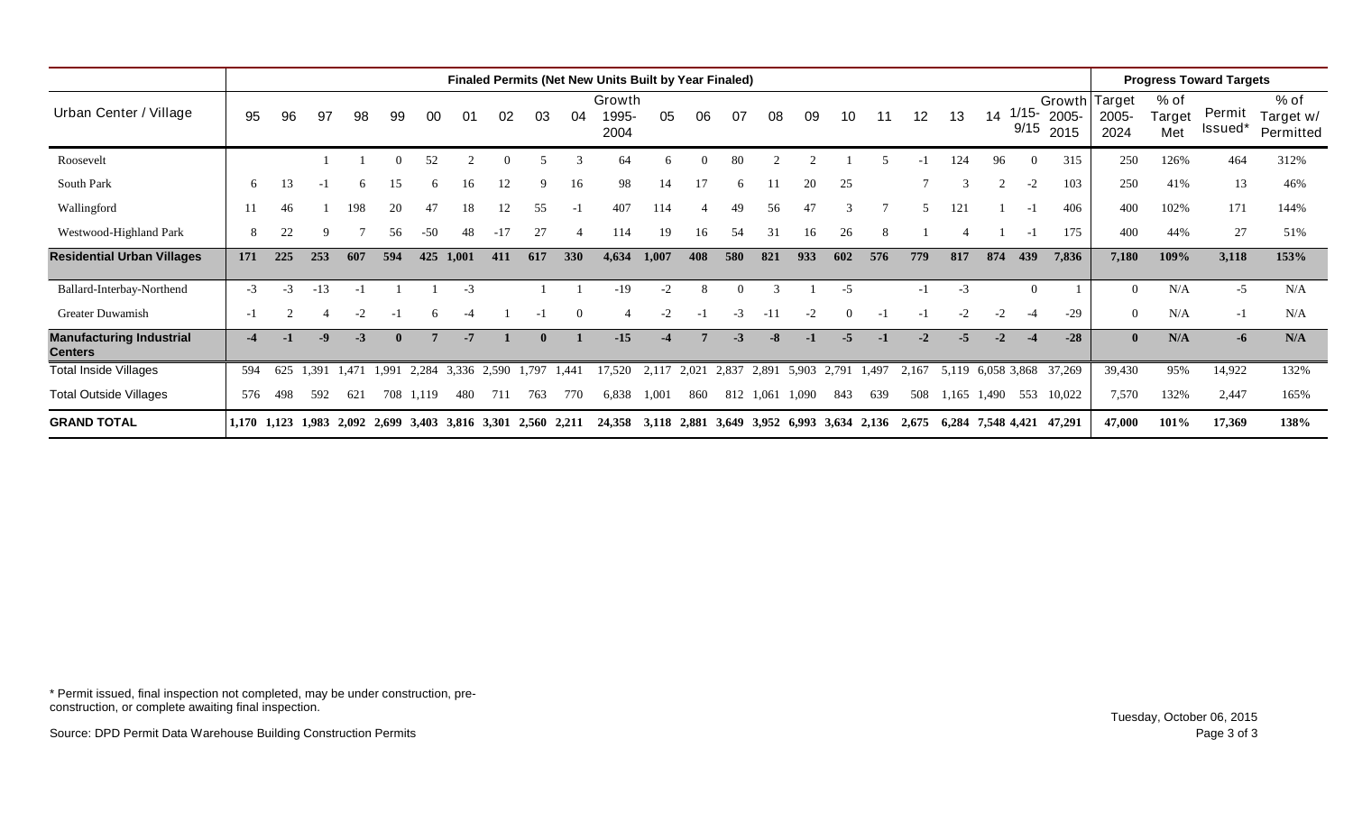| Urban Center / Village | Finaled Permits (Net New Units Built by Year Finaled) | | | | | | | | | | | | | | | | | | | | | | | Progress Toward Targets | | | |
|---|---|---|---|---|---|---|---|---|---|---|---|---|---|---|---|---|---|---|---|---|---|---|---|---|---|---|---|
| | 95 | 96 | 97 | 98 | 99 | 00 | 01 | 02 | 03 | 04 | Growth 1995-2004 | 05 | 06 | 07 | 08 | 09 | 10 | 11 | 12 | 13 | 14 | 1/15-9/15 | Growth 2005-2015 | Target 2005-2024 | % of Target Met | Permit Issued* | % of Target w/ Permitted |
| Roosevelt | | | 1 | 1 | 0 | 52 | 2 | 0 | 5 | 3 | 64 | 6 | 0 | 80 | 2 | 2 | 1 | 5 | -1 | 124 | 96 | 0 | 315 | 250 | 126% | 464 | 312% |
| South Park | 6 | 13 | -1 | 6 | 15 | 6 | 16 | 12 | 9 | 16 | 98 | 14 | 17 | 6 | 11 | 20 | 25 | | 7 | 3 | 2 | -2 | 103 | 250 | 41% | 13 | 46% |
| Wallingford | 11 | 46 | 1 | 198 | 20 | 47 | 18 | 12 | 55 | -1 | 407 | 114 | 4 | 49 | 56 | 47 | 3 | 7 | 5 | 121 | 1 | -1 | 406 | 400 | 102% | 171 | 144% |
| Westwood-Highland Park | 8 | 22 | 9 | 7 | 56 | -50 | 48 | -17 | 27 | 4 | 114 | 19 | 16 | 54 | 31 | 16 | 26 | 8 | 1 | 4 | 1 | -1 | 175 | 400 | 44% | 27 | 51% |
| **Residential Urban Villages** | **171** | **225** | **253** | **607** | **594** | **425** | **1,001** | **411** | **617** | **330** | **4,634** | **1,007** | **408** | **580** | **821** | **933** | **602** | **576** | **779** | **817** | **874** | **439** | **7,836** | **7,180** | **109%** | **3,118** | **153%** |
| Ballard-Interbay-Northend | -3 | -3 | -13 | -1 | 1 | 1 | -3 | | 1 | 1 | -19 | -2 | 8 | 0 | 3 | 1 | -5 | | -1 | -3 | | 0 | 1 | 0 | N/A | -5 | N/A |
| Greater Duwamish | -1 | 2 | 4 | -2 | -1 | 6 | -4 | 1 | -1 | 0 | 4 | -2 | -1 | -3 | -11 | -2 | 0 | -1 | -1 | -2 | -2 | -4 | -29 | 0 | N/A | -1 | N/A |
| **Manufacturing Industrial Centers** | **-4** | **-1** | **-9** | **-3** | **0** | **7** | **-7** | **1** | **0** | **1** | **-15** | **-4** | **7** | **-3** | **-8** | **-1** | **-5** | **-1** | **-2** | **-5** | **-2** | **-4** | **-28** | **0** | **N/A** | **-6** | **N/A** |
| Total Inside Villages | 594 | 625 | 1,391 | 1,471 | 1,991 | 2,284 | 3,336 | 2,590 | 1,797 | 1,441 | 17,520 | 2,117 | 2,021 | 2,837 | 2,891 | 5,903 | 2,791 | 1,497 | 2,167 | 5,119 | 6,058 | 3,868 | 37,269 | 39,430 | 95% | 14,922 | 132% |
| Total Outside Villages | 576 | 498 | 592 | 621 | 708 | 1,119 | 480 | 711 | 763 | 770 | 6,838 | 1,001 | 860 | 812 | 1,061 | 1,090 | 843 | 639 | 508 | 1,165 | 1,490 | 553 | 10,022 | 7,570 | 132% | 2,447 | 165% |
| **GRAND TOTAL** | **1,170** | **1,123** | **1,983** | **2,092** | **2,699** | **3,403** | **3,816** | **3,301** | **2,560** | **2,211** | **24,358** | **3,118** | **2,881** | **3,649** | **3,952** | **6,993** | **3,634** | **2,136** | **2,675** | **6,284** | **7,548** | **4,421** | **47,291** | **47,000** | **101%** | **17,369** | **138%** |

* Permit issued, final inspection not completed, may be under construction, pre-construction, or complete awaiting final inspection.

Source: DPD Permit Data Warehouse Building Construction Permits

Tuesday, October 06, 2015